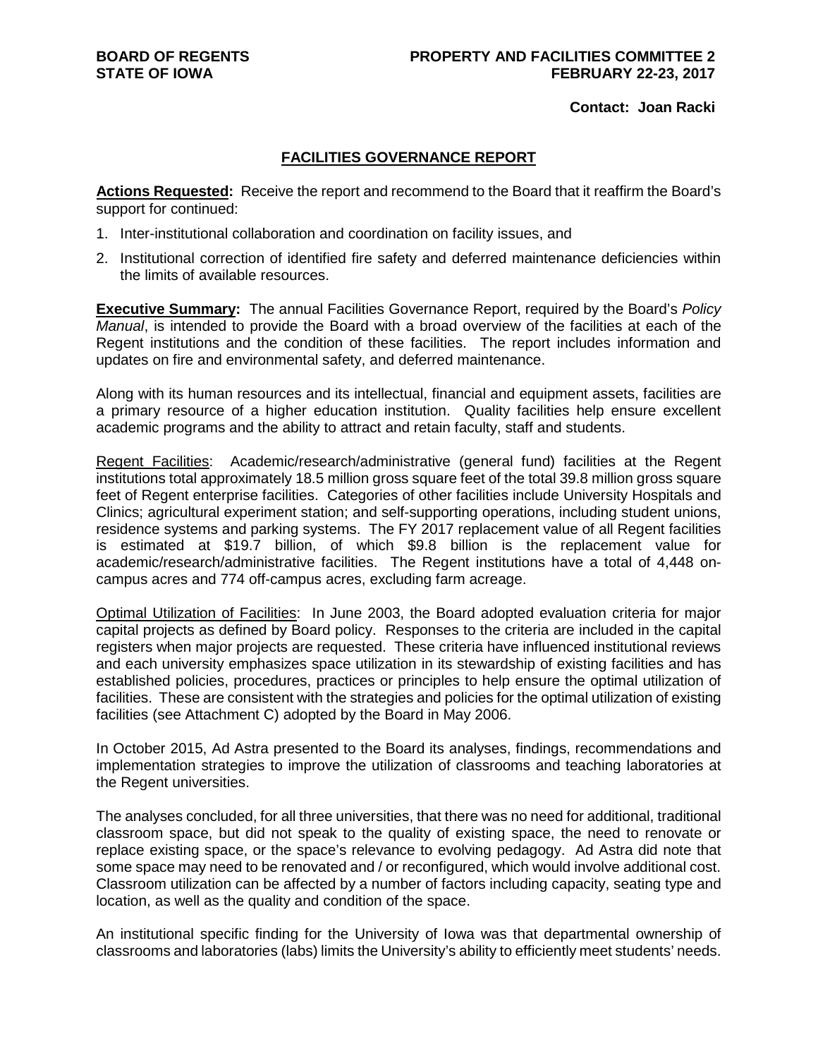**BOARD OF REGENTS**
**STATE OF IOWA**

**PROPERTY AND FACILITIES COMMITTEE 2**
**FEBRUARY 22-23, 2017**

**Contact: Joan Racki**

# FACILITIES GOVERNANCE REPORT

**Actions Requested:** Receive the report and recommend to the Board that it reaffirm the Board's support for continued:

1. Inter-institutional collaboration and coordination on facility issues, and
2. Institutional correction of identified fire safety and deferred maintenance deficiencies within the limits of available resources.

**Executive Summary:** The annual Facilities Governance Report, required by the Board's *Policy Manual*, is intended to provide the Board with a broad overview of the facilities at each of the Regent institutions and the condition of these facilities. The report includes information and updates on fire and environmental safety, and deferred maintenance.

Along with its human resources and its intellectual, financial and equipment assets, facilities are a primary resource of a higher education institution. Quality facilities help ensure excellent academic programs and the ability to attract and retain faculty, staff and students.

Regent Facilities: Academic/research/administrative (general fund) facilities at the Regent institutions total approximately 18.5 million gross square feet of the total 39.8 million gross square feet of Regent enterprise facilities. Categories of other facilities include University Hospitals and Clinics; agricultural experiment station; and self-supporting operations, including student unions, residence systems and parking systems. The FY 2017 replacement value of all Regent facilities is estimated at \$19.7 billion, of which \$9.8 billion is the replacement value for academic/research/administrative facilities. The Regent institutions have a total of 4,448 on-campus acres and 774 off-campus acres, excluding farm acreage.

Optimal Utilization of Facilities: In June 2003, the Board adopted evaluation criteria for major capital projects as defined by Board policy. Responses to the criteria are included in the capital registers when major projects are requested. These criteria have influenced institutional reviews and each university emphasizes space utilization in its stewardship of existing facilities and has established policies, procedures, practices or principles to help ensure the optimal utilization of facilities. These are consistent with the strategies and policies for the optimal utilization of existing facilities (see Attachment C) adopted by the Board in May 2006.

In October 2015, Ad Astra presented to the Board its analyses, findings, recommendations and implementation strategies to improve the utilization of classrooms and teaching laboratories at the Regent universities.

The analyses concluded, for all three universities, that there was no need for additional, traditional classroom space, but did not speak to the quality of existing space, the need to renovate or replace existing space, or the space's relevance to evolving pedagogy. Ad Astra did note that some space may need to be renovated and / or reconfigured, which would involve additional cost. Classroom utilization can be affected by a number of factors including capacity, seating type and location, as well as the quality and condition of the space.

An institutional specific finding for the University of Iowa was that departmental ownership of classrooms and laboratories (labs) limits the University's ability to efficiently meet students' needs.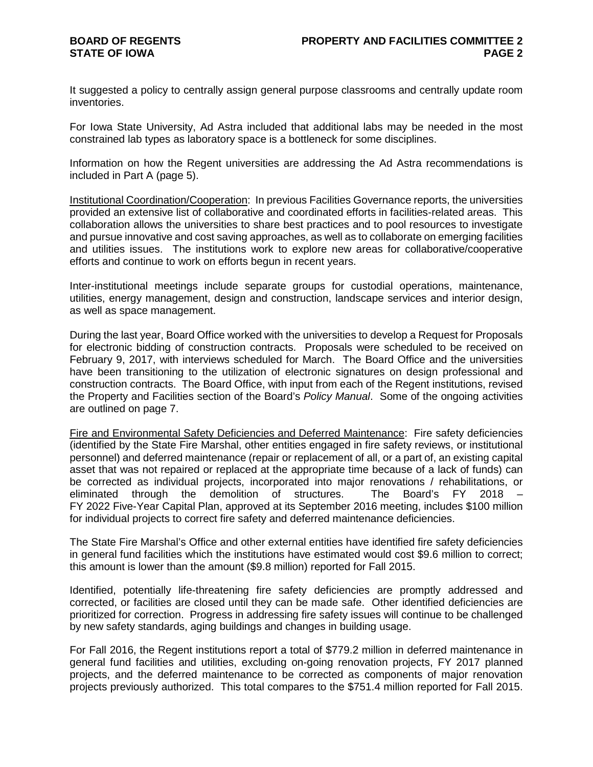It suggested a policy to centrally assign general purpose classrooms and centrally update room inventories.

For Iowa State University, Ad Astra included that additional labs may be needed in the most constrained lab types as laboratory space is a bottleneck for some disciplines.

Information on how the Regent universities are addressing the Ad Astra recommendations is included in Part A (page 5).

Institutional Coordination/Cooperation: In previous Facilities Governance reports, the universities provided an extensive list of collaborative and coordinated efforts in facilities-related areas. This collaboration allows the universities to share best practices and to pool resources to investigate and pursue innovative and cost saving approaches, as well as to collaborate on emerging facilities and utilities issues. The institutions work to explore new areas for collaborative/cooperative efforts and continue to work on efforts begun in recent years.

Inter-institutional meetings include separate groups for custodial operations, maintenance, utilities, energy management, design and construction, landscape services and interior design, as well as space management.

During the last year, Board Office worked with the universities to develop a Request for Proposals for electronic bidding of construction contracts. Proposals were scheduled to be received on February 9, 2017, with interviews scheduled for March. The Board Office and the universities have been transitioning to the utilization of electronic signatures on design professional and construction contracts. The Board Office, with input from each of the Regent institutions, revised the Property and Facilities section of the Board's *Policy Manual*. Some of the ongoing activities are outlined on page 7.

Fire and Environmental Safety Deficiencies and Deferred Maintenance: Fire safety deficiencies (identified by the State Fire Marshal, other entities engaged in fire safety reviews, or institutional personnel) and deferred maintenance (repair or replacement of all, or a part of, an existing capital asset that was not repaired or replaced at the appropriate time because of a lack of funds) can be corrected as individual projects, incorporated into major renovations / rehabilitations, or eliminated through the demolition of structures. The Board's FY 2018 – FY 2022 Five-Year Capital Plan, approved at its September 2016 meeting, includes $100 million for individual projects to correct fire safety and deferred maintenance deficiencies.

The State Fire Marshal's Office and other external entities have identified fire safety deficiencies in general fund facilities which the institutions have estimated would cost $9.6 million to correct; this amount is lower than the amount ($9.8 million) reported for Fall 2015.

Identified, potentially life-threatening fire safety deficiencies are promptly addressed and corrected, or facilities are closed until they can be made safe. Other identified deficiencies are prioritized for correction. Progress in addressing fire safety issues will continue to be challenged by new safety standards, aging buildings and changes in building usage.

For Fall 2016, the Regent institutions report a total of $779.2 million in deferred maintenance in general fund facilities and utilities, excluding on-going renovation projects, FY 2017 planned projects, and the deferred maintenance to be corrected as components of major renovation projects previously authorized. This total compares to the $751.4 million reported for Fall 2015.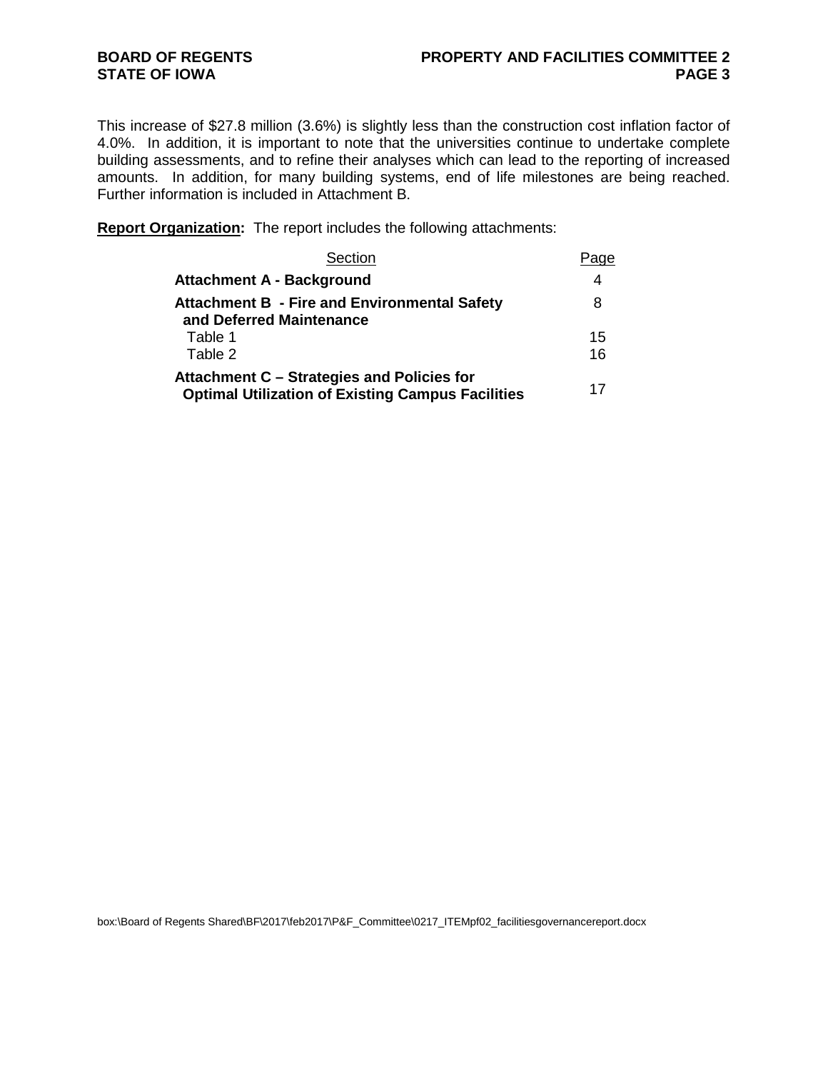This increase of $27.8 million (3.6%) is slightly less than the construction cost inflation factor of 4.0%. In addition, it is important to note that the universities continue to undertake complete building assessments, and to refine their analyses which can lead to the reporting of increased amounts. In addition, for many building systems, end of life milestones are being reached. Further information is included in Attachment B.

**Report Organization:** The report includes the following attachments:

| Section | Page |
|---|---|
| **Attachment A - Background** | 4 |
| **Attachment B - Fire and Environmental Safety and Deferred Maintenance** | 8 |
| Table 1 | 15 |
| Table 2 | 16 |
| **Attachment C – Strategies and Policies for Optimal Utilization of Existing Campus Facilities** | 17 |

box:\Board of Regents Shared\BF\2017\feb2017\P&F_Committee\0217_ITEMpf02_facilitiesgovernancereport.docx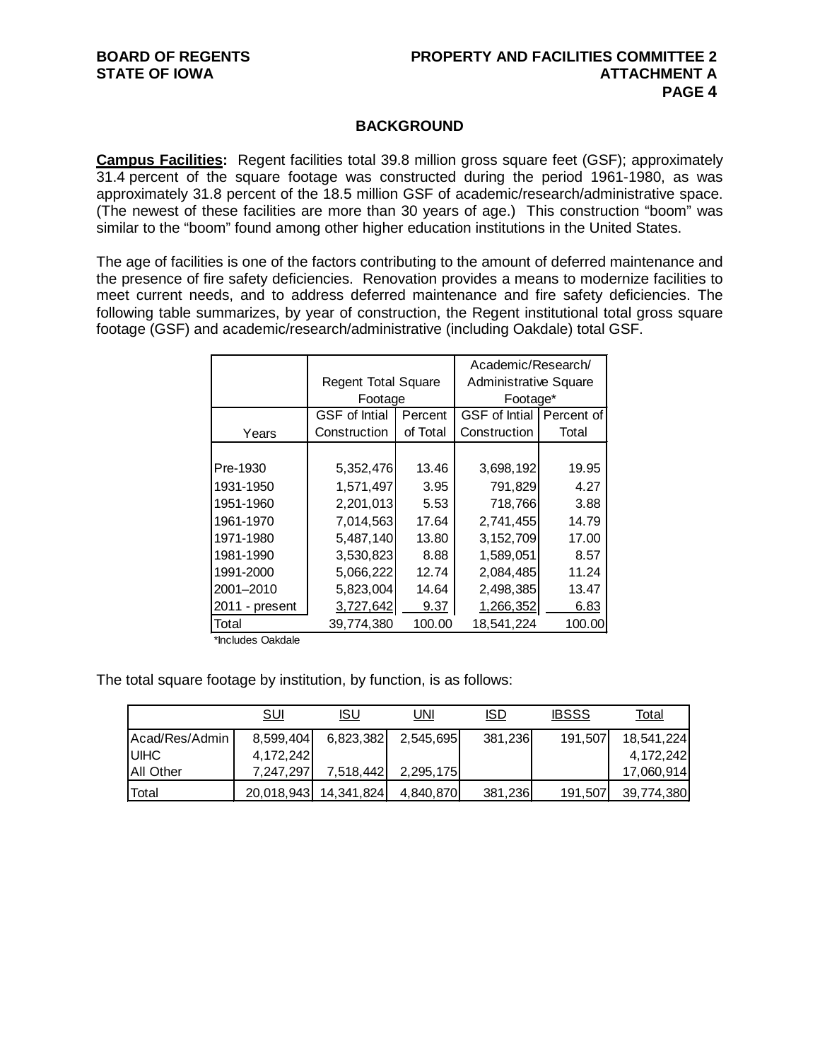## BACKGROUND

**Campus Facilities:** Regent facilities total 39.8 million gross square feet (GSF); approximately 31.4 percent of the square footage was constructed during the period 1961-1980, as was approximately 31.8 percent of the 18.5 million GSF of academic/research/administrative space. (The newest of these facilities are more than 30 years of age.) This construction "boom" was similar to the "boom" found among other higher education institutions in the United States.

The age of facilities is one of the factors contributing to the amount of deferred maintenance and the presence of fire safety deficiencies. Renovation provides a means to modernize facilities to meet current needs, and to address deferred maintenance and fire safety deficiencies. The following table summarizes, by year of construction, the Regent institutional total gross square footage (GSF) and academic/research/administrative (including Oakdale) total GSF.

| | Regent Total Square Footage | | Academic/Research/ Administrative Square Footage* | |
|---|---|---|---|---|
| Years | GSF of Intial Construction | Percent of Total | GSF of Intial Construction | Percent of Total |
| Pre-1930 | 5,352,476 | 13.46 | 3,698,192 | 19.95 |
| 1931-1950 | 1,571,497 | 3.95 | 791,829 | 4.27 |
| 1951-1960 | 2,201,013 | 5.53 | 718,766 | 3.88 |
| 1961-1970 | 7,014,563 | 17.64 | 2,741,455 | 14.79 |
| 1971-1980 | 5,487,140 | 13.80 | 3,152,709 | 17.00 |
| 1981-1990 | 3,530,823 | 8.88 | 1,589,051 | 8.57 |
| 1991-2000 | 5,066,222 | 12.74 | 2,084,485 | 11.24 |
| 2001–2010 | 5,823,004 | 14.64 | 2,498,385 | 13.47 |
| 2011 - present | 3,727,642 | 9.37 | 1,266,352 | 6.83 |
| Total | 39,774,380 | 100.00 | 18,541,224 | 100.00 |

*Includes Oakdale

The total square footage by institution, by function, is as follows:

| | SUI | ISU | UNI | ISD | IBSSS | Total |
|---|---|---|---|---|---|---|
| Acad/Res/Admin | 8,599,404 | 6,823,382 | 2,545,695 | 381,236 | 191,507 | 18,541,224 |
| UIHC | 4,172,242 | | | | | 4,172,242 |
| All Other | 7,247,297 | 7,518,442 | 2,295,175 | | | 17,060,914 |
| Total | 20,018,943 | 14,341,824 | 4,840,870 | 381,236 | 191,507 | 39,774,380 |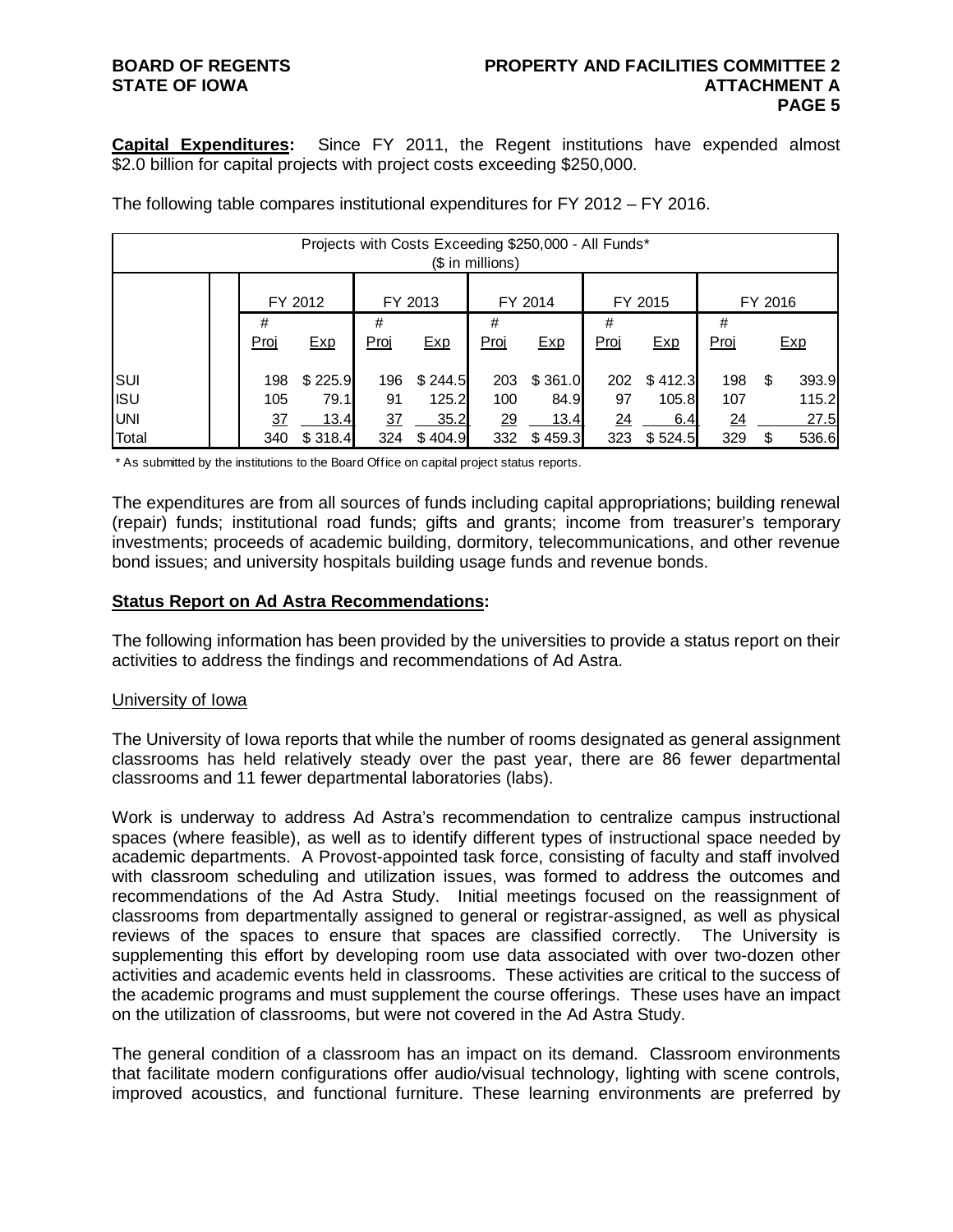**Capital Expenditures:** Since FY 2011, the Regent institutions have expended almost $2.0 billion for capital projects with project costs exceeding $250,000.

The following table compares institutional expenditures for FY 2012 – FY 2016.

| Projects with Costs Exceeding $250,000 - All Funds* ($ in millions) | | | | | | | | | | |
|---|---|---|---|---|---|---|---|---|---|---|
| | FY 2012 | | FY 2013 | | FY 2014 | | FY 2015 | | FY 2016 | |
| | # Proj | Exp | # Proj | Exp | # Proj | Exp | # Proj | Exp | # Proj | Exp |
| SUI | 198 | $ 225.9 | 196 | $ 244.5 | 203 | $ 361.0 | 202 | $ 412.3 | 198 | $ 393.9 |
| ISU | 105 | 79.1 | 91 | 125.2 | 100 | 84.9 | 97 | 105.8 | 107 | 115.2 |
| UNI | 37 | 13.4 | 37 | 35.2 | 29 | 13.4 | 24 | 6.4 | 24 | 27.5 |
| Total | 340 | $ 318.4 | 324 | $ 404.9 | 332 | $ 459.3 | 323 | $ 524.5 | 329 | $ 536.6 |

\* As submitted by the institutions to the Board Office on capital project status reports.

The expenditures are from all sources of funds including capital appropriations; building renewal (repair) funds; institutional road funds; gifts and grants; income from treasurer's temporary investments; proceeds of academic building, dormitory, telecommunications, and other revenue bond issues; and university hospitals building usage funds and revenue bonds.

**Status Report on Ad Astra Recommendations:**

The following information has been provided by the universities to provide a status report on their activities to address the findings and recommendations of Ad Astra.

University of Iowa

The University of Iowa reports that while the number of rooms designated as general assignment classrooms has held relatively steady over the past year, there are 86 fewer departmental classrooms and 11 fewer departmental laboratories (labs).

Work is underway to address Ad Astra's recommendation to centralize campus instructional spaces (where feasible), as well as to identify different types of instructional space needed by academic departments. A Provost-appointed task force, consisting of faculty and staff involved with classroom scheduling and utilization issues, was formed to address the outcomes and recommendations of the Ad Astra Study. Initial meetings focused on the reassignment of classrooms from departmentally assigned to general or registrar-assigned, as well as physical reviews of the spaces to ensure that spaces are classified correctly. The University is supplementing this effort by developing room use data associated with over two-dozen other activities and academic events held in classrooms. These activities are critical to the success of the academic programs and must supplement the course offerings. These uses have an impact on the utilization of classrooms, but were not covered in the Ad Astra Study.

The general condition of a classroom has an impact on its demand. Classroom environments that facilitate modern configurations offer audio/visual technology, lighting with scene controls, improved acoustics, and functional furniture. These learning environments are preferred by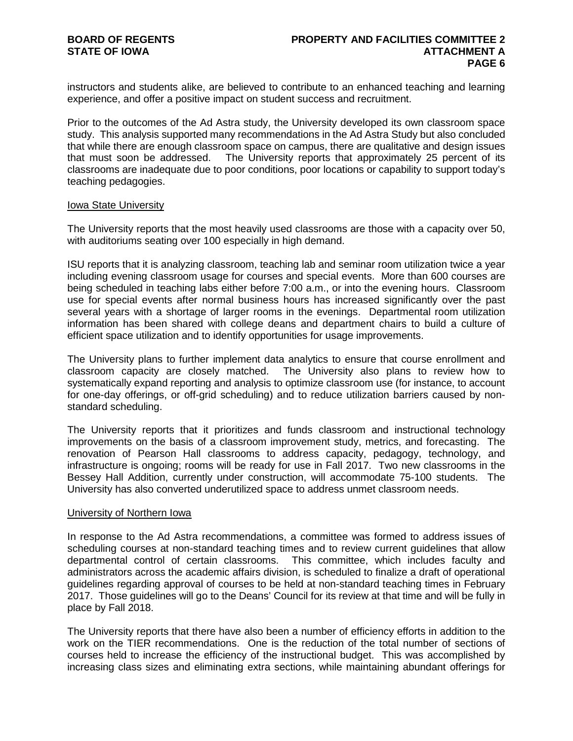instructors and students alike, are believed to contribute to an enhanced teaching and learning experience, and offer a positive impact on student success and recruitment.

Prior to the outcomes of the Ad Astra study, the University developed its own classroom space study. This analysis supported many recommendations in the Ad Astra Study but also concluded that while there are enough classroom space on campus, there are qualitative and design issues that must soon be addressed. The University reports that approximately 25 percent of its classrooms are inadequate due to poor conditions, poor locations or capability to support today's teaching pedagogies.

<u>Iowa State University</u>

The University reports that the most heavily used classrooms are those with a capacity over 50, with auditoriums seating over 100 especially in high demand.

ISU reports that it is analyzing classroom, teaching lab and seminar room utilization twice a year including evening classroom usage for courses and special events. More than 600 courses are being scheduled in teaching labs either before 7:00 a.m., or into the evening hours. Classroom use for special events after normal business hours has increased significantly over the past several years with a shortage of larger rooms in the evenings. Departmental room utilization information has been shared with college deans and department chairs to build a culture of efficient space utilization and to identify opportunities for usage improvements.

The University plans to further implement data analytics to ensure that course enrollment and classroom capacity are closely matched. The University also plans to review how to systematically expand reporting and analysis to optimize classroom use (for instance, to account for one-day offerings, or off-grid scheduling) and to reduce utilization barriers caused by non-standard scheduling.

The University reports that it prioritizes and funds classroom and instructional technology improvements on the basis of a classroom improvement study, metrics, and forecasting. The renovation of Pearson Hall classrooms to address capacity, pedagogy, technology, and infrastructure is ongoing; rooms will be ready for use in Fall 2017. Two new classrooms in the Bessey Hall Addition, currently under construction, will accommodate 75-100 students. The University has also converted underutilized space to address unmet classroom needs.

<u>University of Northern Iowa</u>

In response to the Ad Astra recommendations, a committee was formed to address issues of scheduling courses at non-standard teaching times and to review current guidelines that allow departmental control of certain classrooms. This committee, which includes faculty and administrators across the academic affairs division, is scheduled to finalize a draft of operational guidelines regarding approval of courses to be held at non-standard teaching times in February 2017. Those guidelines will go to the Deans' Council for its review at that time and will be fully in place by Fall 2018.

The University reports that there have also been a number of efficiency efforts in addition to the work on the TIER recommendations. One is the reduction of the total number of sections of courses held to increase the efficiency of the instructional budget. This was accomplished by increasing class sizes and eliminating extra sections, while maintaining abundant offerings for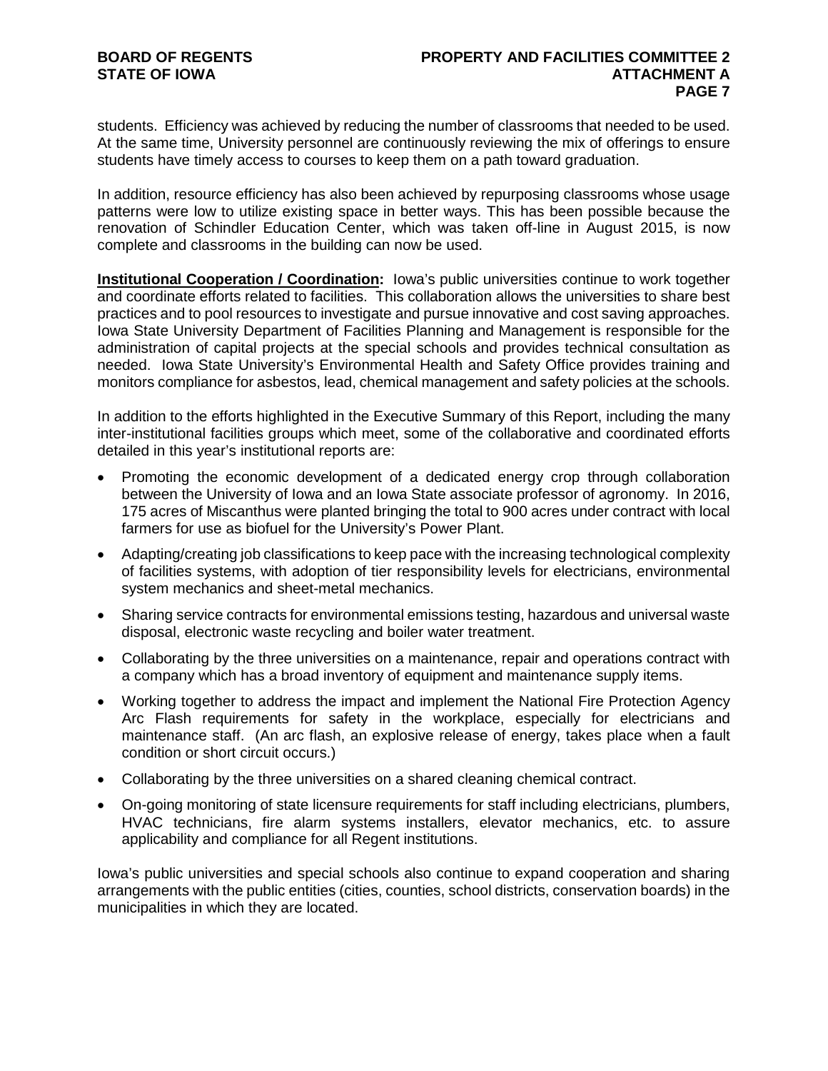students. Efficiency was achieved by reducing the number of classrooms that needed to be used. At the same time, University personnel are continuously reviewing the mix of offerings to ensure students have timely access to courses to keep them on a path toward graduation.

In addition, resource efficiency has also been achieved by repurposing classrooms whose usage patterns were low to utilize existing space in better ways. This has been possible because the renovation of Schindler Education Center, which was taken off-line in August 2015, is now complete and classrooms in the building can now be used.

**Institutional Cooperation / Coordination:** Iowa's public universities continue to work together and coordinate efforts related to facilities. This collaboration allows the universities to share best practices and to pool resources to investigate and pursue innovative and cost saving approaches. Iowa State University Department of Facilities Planning and Management is responsible for the administration of capital projects at the special schools and provides technical consultation as needed. Iowa State University's Environmental Health and Safety Office provides training and monitors compliance for asbestos, lead, chemical management and safety policies at the schools.

In addition to the efforts highlighted in the Executive Summary of this Report, including the many inter-institutional facilities groups which meet, some of the collaborative and coordinated efforts detailed in this year's institutional reports are:

- Promoting the economic development of a dedicated energy crop through collaboration between the University of Iowa and an Iowa State associate professor of agronomy. In 2016, 175 acres of Miscanthus were planted bringing the total to 900 acres under contract with local farmers for use as biofuel for the University's Power Plant.
- Adapting/creating job classifications to keep pace with the increasing technological complexity of facilities systems, with adoption of tier responsibility levels for electricians, environmental system mechanics and sheet-metal mechanics.
- Sharing service contracts for environmental emissions testing, hazardous and universal waste disposal, electronic waste recycling and boiler water treatment.
- Collaborating by the three universities on a maintenance, repair and operations contract with a company which has a broad inventory of equipment and maintenance supply items.
- Working together to address the impact and implement the National Fire Protection Agency Arc Flash requirements for safety in the workplace, especially for electricians and maintenance staff. (An arc flash, an explosive release of energy, takes place when a fault condition or short circuit occurs.)
- Collaborating by the three universities on a shared cleaning chemical contract.
- On-going monitoring of state licensure requirements for staff including electricians, plumbers, HVAC technicians, fire alarm systems installers, elevator mechanics, etc. to assure applicability and compliance for all Regent institutions.

Iowa's public universities and special schools also continue to expand cooperation and sharing arrangements with the public entities (cities, counties, school districts, conservation boards) in the municipalities in which they are located.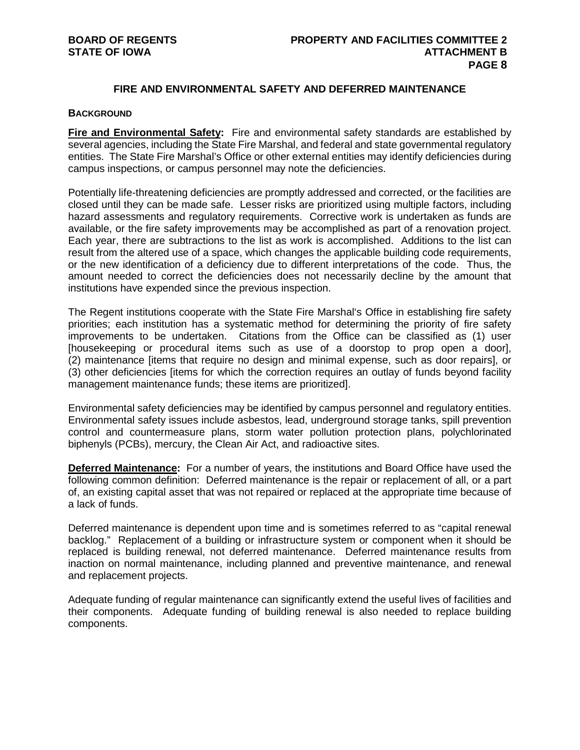## FIRE AND ENVIRONMENTAL SAFETY AND DEFERRED MAINTENANCE

### BACKGROUND

**Fire and Environmental Safety:** Fire and environmental safety standards are established by several agencies, including the State Fire Marshal, and federal and state governmental regulatory entities. The State Fire Marshal's Office or other external entities may identify deficiencies during campus inspections, or campus personnel may note the deficiencies.

Potentially life-threatening deficiencies are promptly addressed and corrected, or the facilities are closed until they can be made safe. Lesser risks are prioritized using multiple factors, including hazard assessments and regulatory requirements. Corrective work is undertaken as funds are available, or the fire safety improvements may be accomplished as part of a renovation project. Each year, there are subtractions to the list as work is accomplished. Additions to the list can result from the altered use of a space, which changes the applicable building code requirements, or the new identification of a deficiency due to different interpretations of the code. Thus, the amount needed to correct the deficiencies does not necessarily decline by the amount that institutions have expended since the previous inspection.

The Regent institutions cooperate with the State Fire Marshal's Office in establishing fire safety priorities; each institution has a systematic method for determining the priority of fire safety improvements to be undertaken. Citations from the Office can be classified as (1) user [housekeeping or procedural items such as use of a doorstop to prop open a door], (2) maintenance [items that require no design and minimal expense, such as door repairs], or (3) other deficiencies [items for which the correction requires an outlay of funds beyond facility management maintenance funds; these items are prioritized].

Environmental safety deficiencies may be identified by campus personnel and regulatory entities. Environmental safety issues include asbestos, lead, underground storage tanks, spill prevention control and countermeasure plans, storm water pollution protection plans, polychlorinated biphenyls (PCBs), mercury, the Clean Air Act, and radioactive sites.

**Deferred Maintenance:** For a number of years, the institutions and Board Office have used the following common definition: Deferred maintenance is the repair or replacement of all, or a part of, an existing capital asset that was not repaired or replaced at the appropriate time because of a lack of funds.

Deferred maintenance is dependent upon time and is sometimes referred to as "capital renewal backlog." Replacement of a building or infrastructure system or component when it should be replaced is building renewal, not deferred maintenance. Deferred maintenance results from inaction on normal maintenance, including planned and preventive maintenance, and renewal and replacement projects.

Adequate funding of regular maintenance can significantly extend the useful lives of facilities and their components. Adequate funding of building renewal is also needed to replace building components.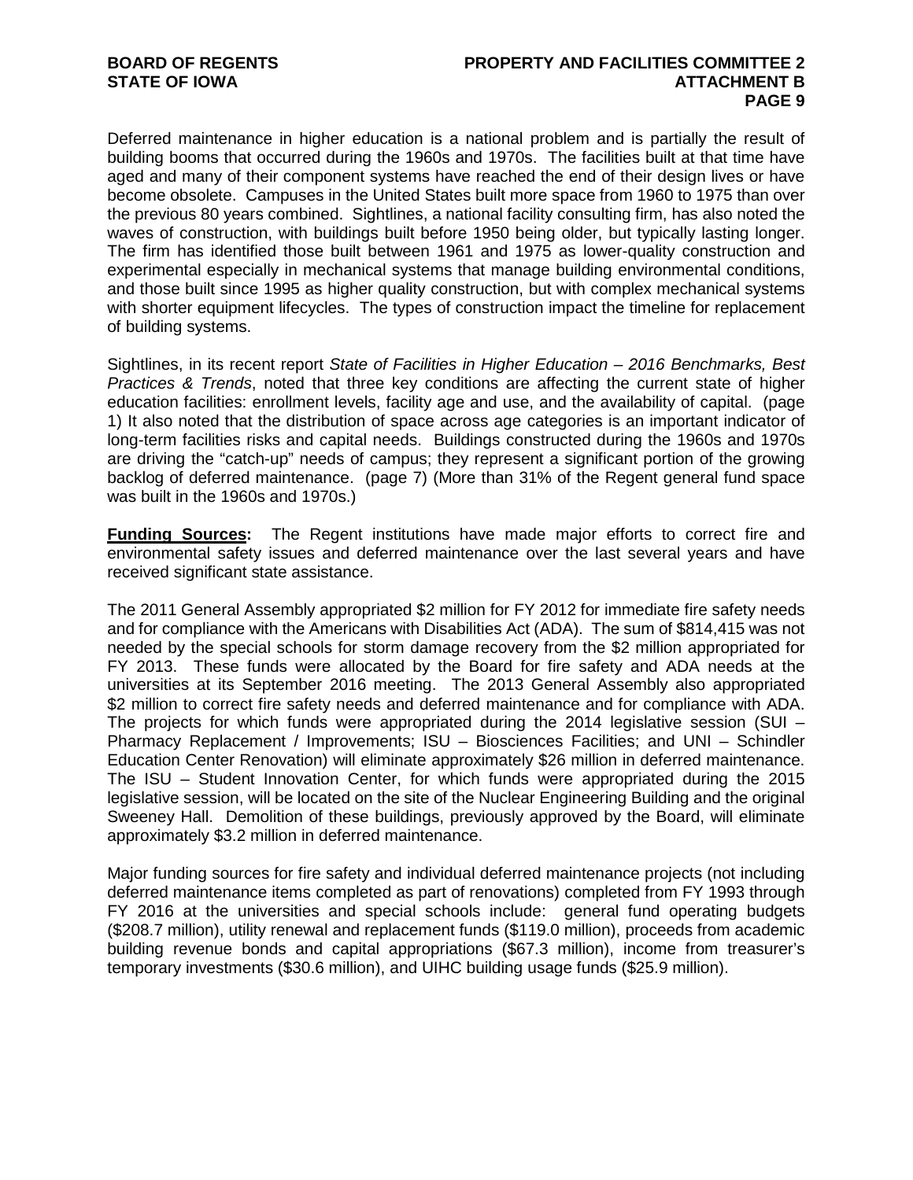Deferred maintenance in higher education is a national problem and is partially the result of building booms that occurred during the 1960s and 1970s. The facilities built at that time have aged and many of their component systems have reached the end of their design lives or have become obsolete. Campuses in the United States built more space from 1960 to 1975 than over the previous 80 years combined. Sightlines, a national facility consulting firm, has also noted the waves of construction, with buildings built before 1950 being older, but typically lasting longer. The firm has identified those built between 1961 and 1975 as lower-quality construction and experimental especially in mechanical systems that manage building environmental conditions, and those built since 1995 as higher quality construction, but with complex mechanical systems with shorter equipment lifecycles. The types of construction impact the timeline for replacement of building systems.

Sightlines, in its recent report *State of Facilities in Higher Education – 2016 Benchmarks, Best Practices & Trends*, noted that three key conditions are affecting the current state of higher education facilities: enrollment levels, facility age and use, and the availability of capital. (page 1) It also noted that the distribution of space across age categories is an important indicator of long-term facilities risks and capital needs. Buildings constructed during the 1960s and 1970s are driving the "catch-up" needs of campus; they represent a significant portion of the growing backlog of deferred maintenance. (page 7) (More than 31% of the Regent general fund space was built in the 1960s and 1970s.)

**Funding Sources:** The Regent institutions have made major efforts to correct fire and environmental safety issues and deferred maintenance over the last several years and have received significant state assistance.

The 2011 General Assembly appropriated \$2 million for FY 2012 for immediate fire safety needs and for compliance with the Americans with Disabilities Act (ADA). The sum of \$814,415 was not needed by the special schools for storm damage recovery from the \$2 million appropriated for FY 2013. These funds were allocated by the Board for fire safety and ADA needs at the universities at its September 2016 meeting. The 2013 General Assembly also appropriated \$2 million to correct fire safety needs and deferred maintenance and for compliance with ADA. The projects for which funds were appropriated during the 2014 legislative session (SUI – Pharmacy Replacement / Improvements; ISU – Biosciences Facilities; and UNI – Schindler Education Center Renovation) will eliminate approximately \$26 million in deferred maintenance. The ISU – Student Innovation Center, for which funds were appropriated during the 2015 legislative session, will be located on the site of the Nuclear Engineering Building and the original Sweeney Hall. Demolition of these buildings, previously approved by the Board, will eliminate approximately \$3.2 million in deferred maintenance.

Major funding sources for fire safety and individual deferred maintenance projects (not including deferred maintenance items completed as part of renovations) completed from FY 1993 through FY 2016 at the universities and special schools include: general fund operating budgets (\$208.7 million), utility renewal and replacement funds (\$119.0 million), proceeds from academic building revenue bonds and capital appropriations (\$67.3 million), income from treasurer's temporary investments (\$30.6 million), and UIHC building usage funds (\$25.9 million).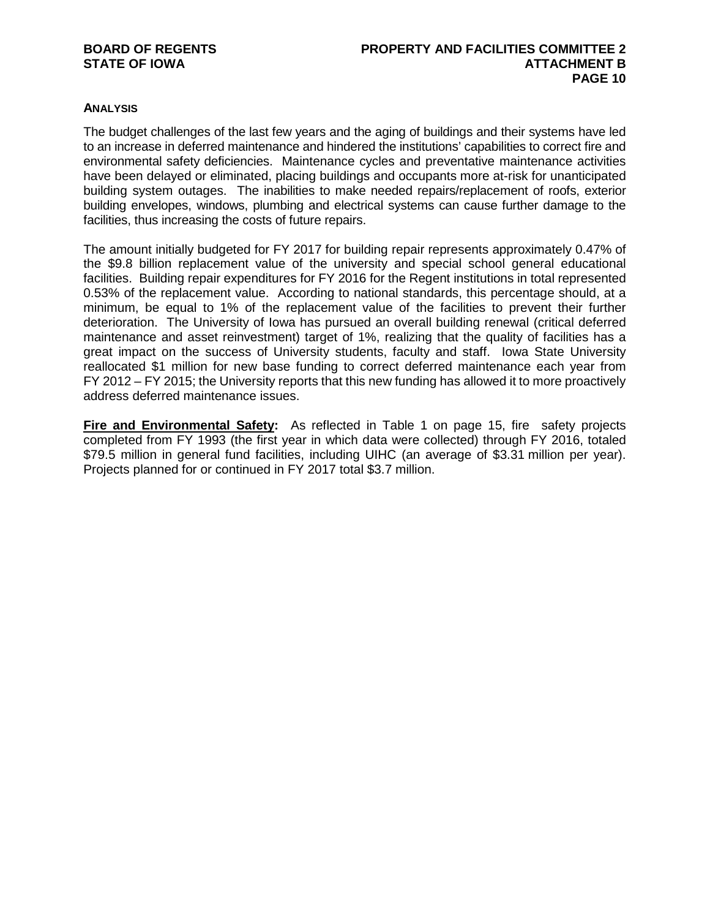## ANALYSIS

The budget challenges of the last few years and the aging of buildings and their systems have led to an increase in deferred maintenance and hindered the institutions' capabilities to correct fire and environmental safety deficiencies. Maintenance cycles and preventative maintenance activities have been delayed or eliminated, placing buildings and occupants more at-risk for unanticipated building system outages. The inabilities to make needed repairs/replacement of roofs, exterior building envelopes, windows, plumbing and electrical systems can cause further damage to the facilities, thus increasing the costs of future repairs.

The amount initially budgeted for FY 2017 for building repair represents approximately 0.47% of the $9.8 billion replacement value of the university and special school general educational facilities. Building repair expenditures for FY 2016 for the Regent institutions in total represented 0.53% of the replacement value. According to national standards, this percentage should, at a minimum, be equal to 1% of the replacement value of the facilities to prevent their further deterioration. The University of Iowa has pursued an overall building renewal (critical deferred maintenance and asset reinvestment) target of 1%, realizing that the quality of facilities has a great impact on the success of University students, faculty and staff. Iowa State University reallocated $1 million for new base funding to correct deferred maintenance each year from FY 2012 – FY 2015; the University reports that this new funding has allowed it to more proactively address deferred maintenance issues.

**Fire and Environmental Safety:** As reflected in Table 1 on page 15, fire safety projects completed from FY 1993 (the first year in which data were collected) through FY 2016, totaled $79.5 million in general fund facilities, including UIHC (an average of $3.31 million per year). Projects planned for or continued in FY 2017 total $3.7 million.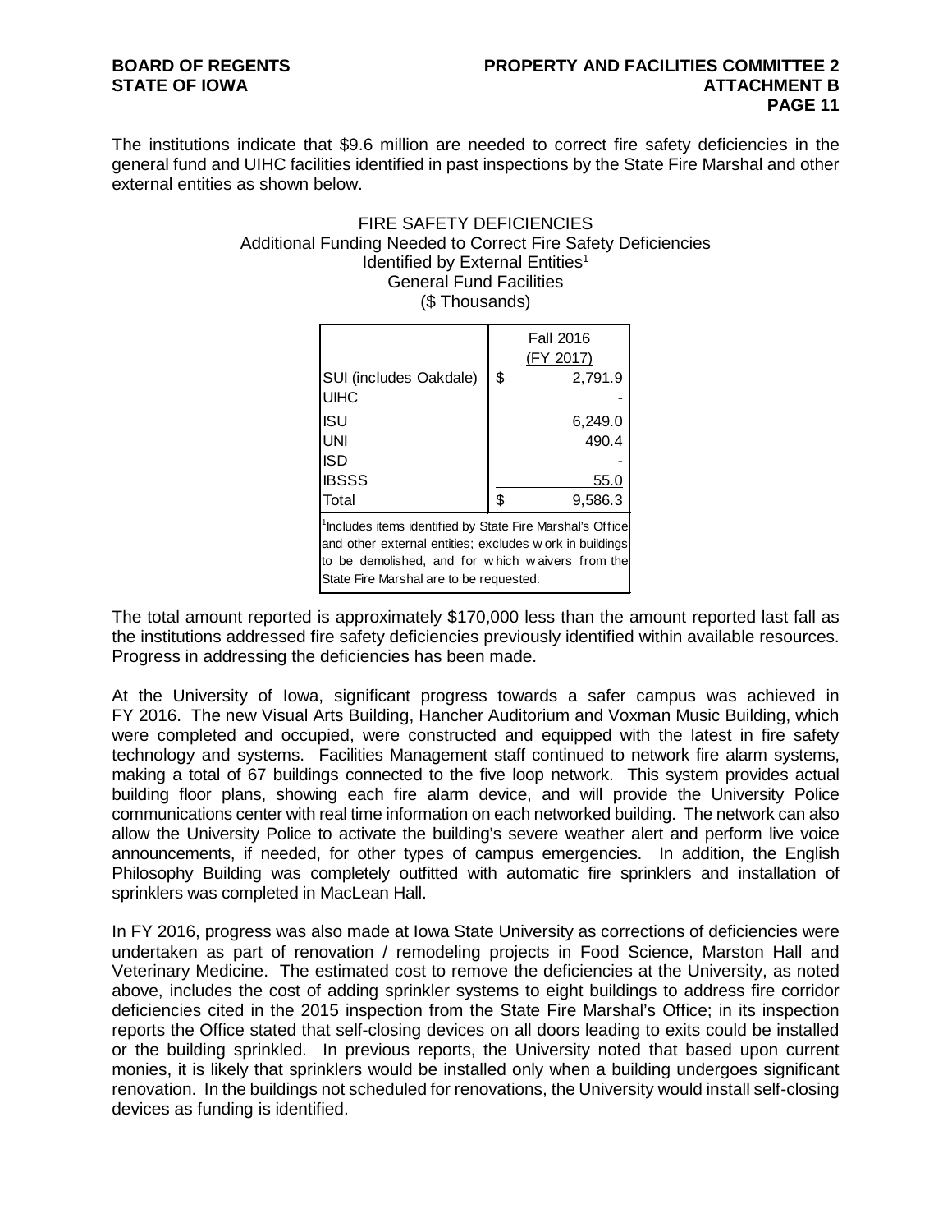The institutions indicate that $9.6 million are needed to correct fire safety deficiencies in the general fund and UIHC facilities identified in past inspections by the State Fire Marshal and other external entities as shown below.

FIRE SAFETY DEFICIENCIES
Additional Funding Needed to Correct Fire Safety Deficiencies
Identified by External Entities[1]
General Fund Facilities
($ Thousands)

| | Fall 2016 (FY 2017) |
|---|---|
| SUI (includes Oakdale) | $ 2,791.9 |
| UIHC | - |
| ISU | 6,249.0 |
| UNI | 490.4 |
| ISD | - |
| IBSSS | 55.0 |
| Total | $ 9,586.3 |

[1]Includes items identified by State Fire Marshal's Office and other external entities; excludes work in buildings to be demolished, and for which waivers from the State Fire Marshal are to be requested.

The total amount reported is approximately $170,000 less than the amount reported last fall as the institutions addressed fire safety deficiencies previously identified within available resources. Progress in addressing the deficiencies has been made.

At the University of Iowa, significant progress towards a safer campus was achieved in FY 2016. The new Visual Arts Building, Hancher Auditorium and Voxman Music Building, which were completed and occupied, were constructed and equipped with the latest in fire safety technology and systems. Facilities Management staff continued to network fire alarm systems, making a total of 67 buildings connected to the five loop network. This system provides actual building floor plans, showing each fire alarm device, and will provide the University Police communications center with real time information on each networked building. The network can also allow the University Police to activate the building's severe weather alert and perform live voice announcements, if needed, for other types of campus emergencies. In addition, the English Philosophy Building was completely outfitted with automatic fire sprinklers and installation of sprinklers was completed in MacLean Hall.

In FY 2016, progress was also made at Iowa State University as corrections of deficiencies were undertaken as part of renovation / remodeling projects in Food Science, Marston Hall and Veterinary Medicine. The estimated cost to remove the deficiencies at the University, as noted above, includes the cost of adding sprinkler systems to eight buildings to address fire corridor deficiencies cited in the 2015 inspection from the State Fire Marshal's Office; in its inspection reports the Office stated that self-closing devices on all doors leading to exits could be installed or the building sprinkled. In previous reports, the University noted that based upon current monies, it is likely that sprinklers would be installed only when a building undergoes significant renovation. In the buildings not scheduled for renovations, the University would install self-closing devices as funding is identified.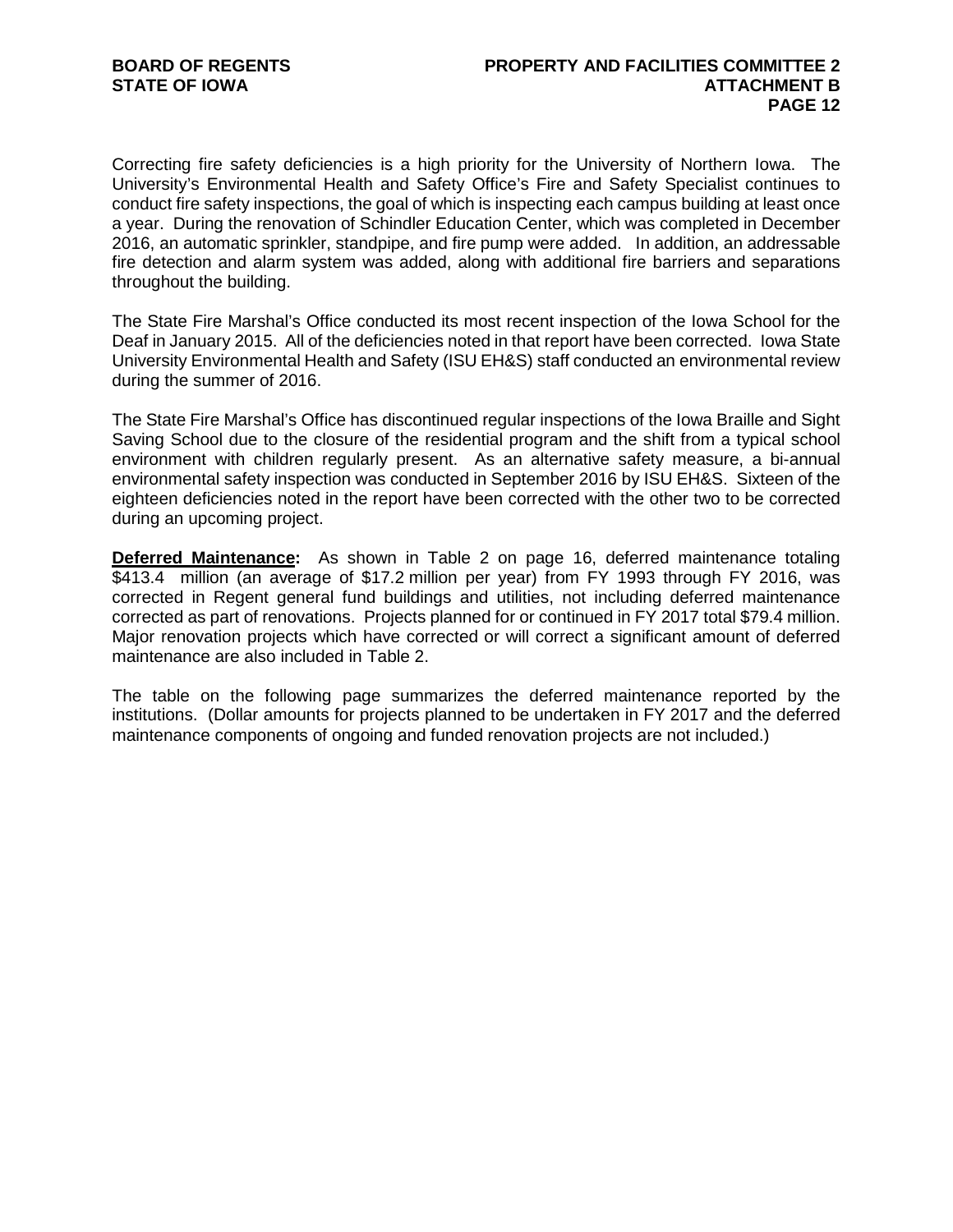Correcting fire safety deficiencies is a high priority for the University of Northern Iowa. The University's Environmental Health and Safety Office's Fire and Safety Specialist continues to conduct fire safety inspections, the goal of which is inspecting each campus building at least once a year. During the renovation of Schindler Education Center, which was completed in December 2016, an automatic sprinkler, standpipe, and fire pump were added. In addition, an addressable fire detection and alarm system was added, along with additional fire barriers and separations throughout the building.

The State Fire Marshal's Office conducted its most recent inspection of the Iowa School for the Deaf in January 2015. All of the deficiencies noted in that report have been corrected. Iowa State University Environmental Health and Safety (ISU EH&S) staff conducted an environmental review during the summer of 2016.

The State Fire Marshal's Office has discontinued regular inspections of the Iowa Braille and Sight Saving School due to the closure of the residential program and the shift from a typical school environment with children regularly present. As an alternative safety measure, a bi-annual environmental safety inspection was conducted in September 2016 by ISU EH&S. Sixteen of the eighteen deficiencies noted in the report have been corrected with the other two to be corrected during an upcoming project.

**Deferred Maintenance:** As shown in Table 2 on page 16, deferred maintenance totaling $413.4 million (an average of $17.2 million per year) from FY 1993 through FY 2016, was corrected in Regent general fund buildings and utilities, not including deferred maintenance corrected as part of renovations. Projects planned for or continued in FY 2017 total $79.4 million. Major renovation projects which have corrected or will correct a significant amount of deferred maintenance are also included in Table 2.

The table on the following page summarizes the deferred maintenance reported by the institutions. (Dollar amounts for projects planned to be undertaken in FY 2017 and the deferred maintenance components of ongoing and funded renovation projects are not included.)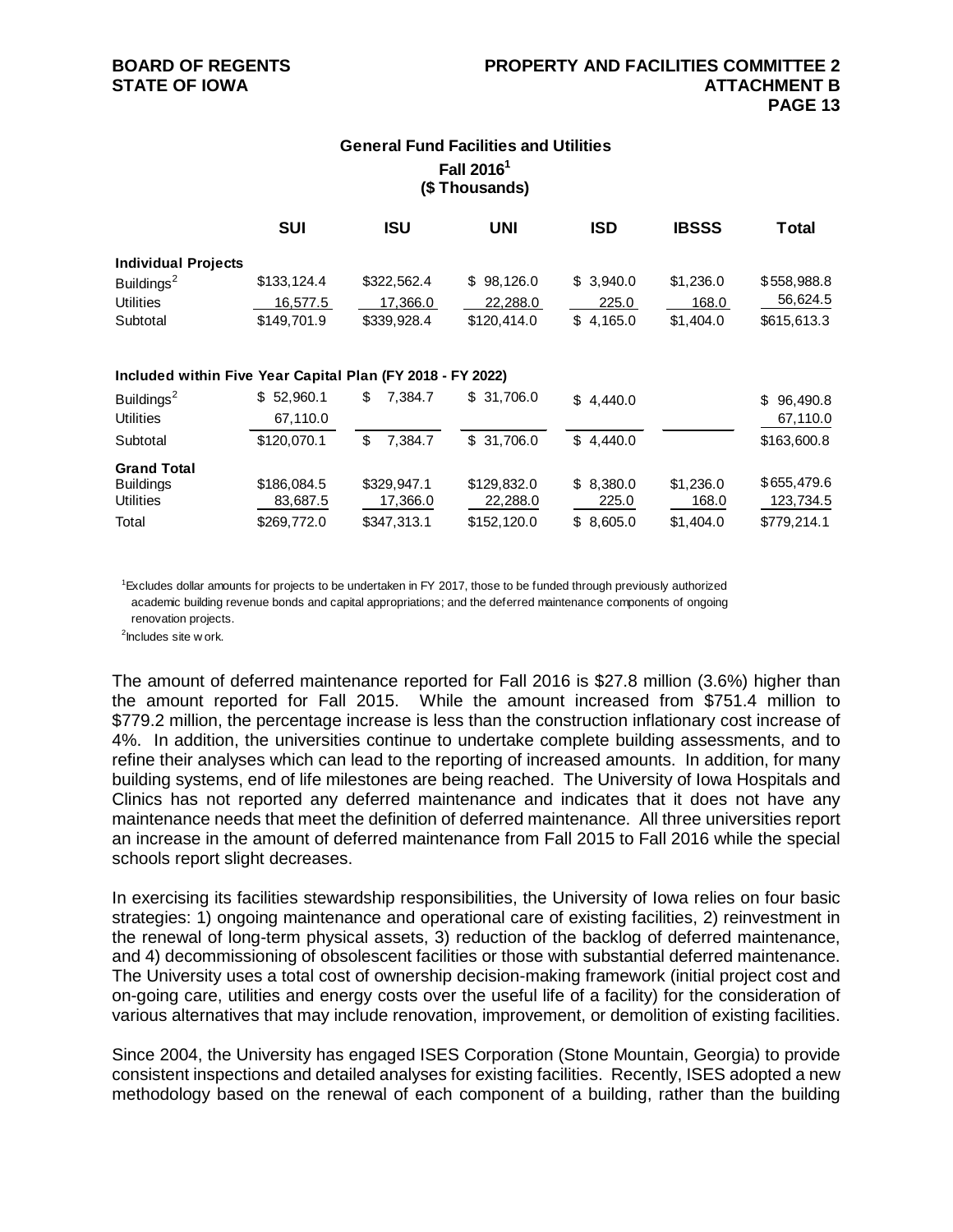### General Fund Facilities and Utilities
**Fall 2016[1]**
**($ Thousands)**

| | SUI | ISU | UNI | ISD | IBSSS | Total |
|---|---|---|---|---|---|---|
| **Individual Projects** | | | | | | |
| Buildings[2] | $133,124.4 | $322,562.4 | $ 98,126.0 | $ 3,940.0 | $1,236.0 | $558,988.8 |
| Utilities | 16,577.5 | 17,366.0 | 22,288.0 | 225.0 | 168.0 | 56,624.5 |
| Subtotal | $149,701.9 | $339,928.4 | $120,414.0 | $ 4,165.0 | $1,404.0 | $615,613.3 |
| **Included within Five Year Capital Plan (FY 2018 - FY 2022)** | | | | | | |
| Buildings[2] | $ 52,960.1 | $ 7,384.7 | $ 31,706.0 | $ 4,440.0 | | $ 96,490.8 |
| Utilities | 67,110.0 | | | | | 67,110.0 |
| Subtotal | $120,070.1 | $ 7,384.7 | $ 31,706.0 | $ 4,440.0 | | $163,600.8 |
| **Grand Total** | | | | | | |
| Buildings | $186,084.5 | $329,947.1 | $129,832.0 | $ 8,380.0 | $1,236.0 | $655,479.6 |
| Utilities | 83,687.5 | 17,366.0 | 22,288.0 | 225.0 | 168.0 | 123,734.5 |
| Total | $269,772.0 | $347,313.1 | $152,120.0 | $ 8,605.0 | $1,404.0 | $779,214.1 |

[1]Excludes dollar amounts for projects to be undertaken in FY 2017, those to be funded through previously authorized academic building revenue bonds and capital appropriations; and the deferred maintenance components of ongoing renovation projects.

[2]Includes site work.

The amount of deferred maintenance reported for Fall 2016 is $27.8 million (3.6%) higher than the amount reported for Fall 2015. While the amount increased from $751.4 million to $779.2 million, the percentage increase is less than the construction inflationary cost increase of 4%. In addition, the universities continue to undertake complete building assessments, and to refine their analyses which can lead to the reporting of increased amounts. In addition, for many building systems, end of life milestones are being reached. The University of Iowa Hospitals and Clinics has not reported any deferred maintenance and indicates that it does not have any maintenance needs that meet the definition of deferred maintenance. All three universities report an increase in the amount of deferred maintenance from Fall 2015 to Fall 2016 while the special schools report slight decreases.

In exercising its facilities stewardship responsibilities, the University of Iowa relies on four basic strategies: 1) ongoing maintenance and operational care of existing facilities, 2) reinvestment in the renewal of long-term physical assets, 3) reduction of the backlog of deferred maintenance, and 4) decommissioning of obsolescent facilities or those with substantial deferred maintenance. The University uses a total cost of ownership decision-making framework (initial project cost and on-going care, utilities and energy costs over the useful life of a facility) for the consideration of various alternatives that may include renovation, improvement, or demolition of existing facilities.

Since 2004, the University has engaged ISES Corporation (Stone Mountain, Georgia) to provide consistent inspections and detailed analyses for existing facilities. Recently, ISES adopted a new methodology based on the renewal of each component of a building, rather than the building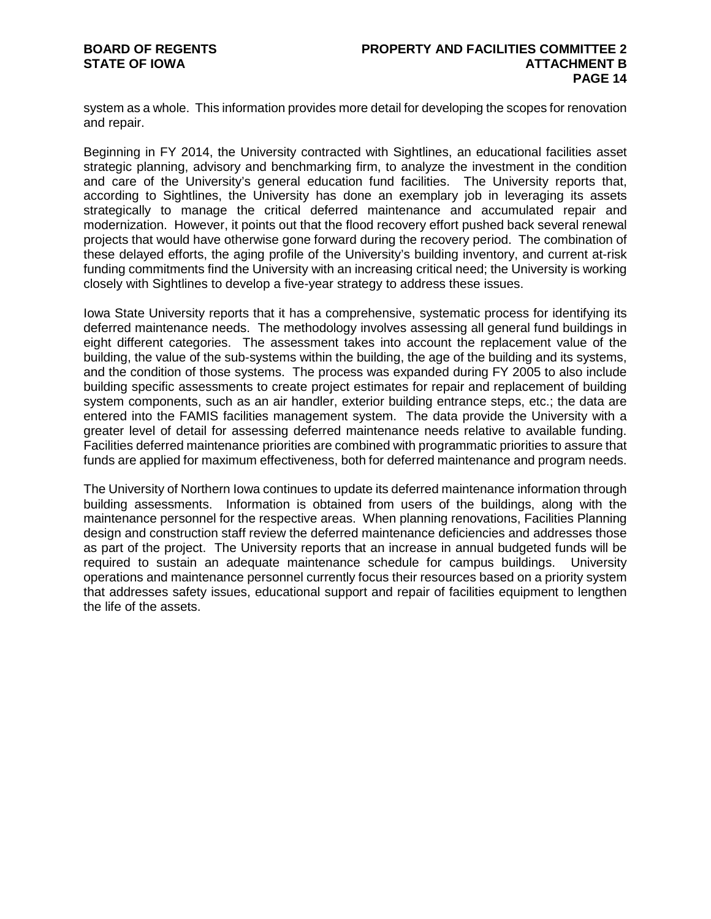system as a whole. This information provides more detail for developing the scopes for renovation and repair.

Beginning in FY 2014, the University contracted with Sightlines, an educational facilities asset strategic planning, advisory and benchmarking firm, to analyze the investment in the condition and care of the University's general education fund facilities. The University reports that, according to Sightlines, the University has done an exemplary job in leveraging its assets strategically to manage the critical deferred maintenance and accumulated repair and modernization. However, it points out that the flood recovery effort pushed back several renewal projects that would have otherwise gone forward during the recovery period. The combination of these delayed efforts, the aging profile of the University's building inventory, and current at-risk funding commitments find the University with an increasing critical need; the University is working closely with Sightlines to develop a five-year strategy to address these issues.

Iowa State University reports that it has a comprehensive, systematic process for identifying its deferred maintenance needs. The methodology involves assessing all general fund buildings in eight different categories. The assessment takes into account the replacement value of the building, the value of the sub-systems within the building, the age of the building and its systems, and the condition of those systems. The process was expanded during FY 2005 to also include building specific assessments to create project estimates for repair and replacement of building system components, such as an air handler, exterior building entrance steps, etc.; the data are entered into the FAMIS facilities management system. The data provide the University with a greater level of detail for assessing deferred maintenance needs relative to available funding. Facilities deferred maintenance priorities are combined with programmatic priorities to assure that funds are applied for maximum effectiveness, both for deferred maintenance and program needs.

The University of Northern Iowa continues to update its deferred maintenance information through building assessments. Information is obtained from users of the buildings, along with the maintenance personnel for the respective areas. When planning renovations, Facilities Planning design and construction staff review the deferred maintenance deficiencies and addresses those as part of the project. The University reports that an increase in annual budgeted funds will be required to sustain an adequate maintenance schedule for campus buildings. University operations and maintenance personnel currently focus their resources based on a priority system that addresses safety issues, educational support and repair of facilities equipment to lengthen the life of the assets.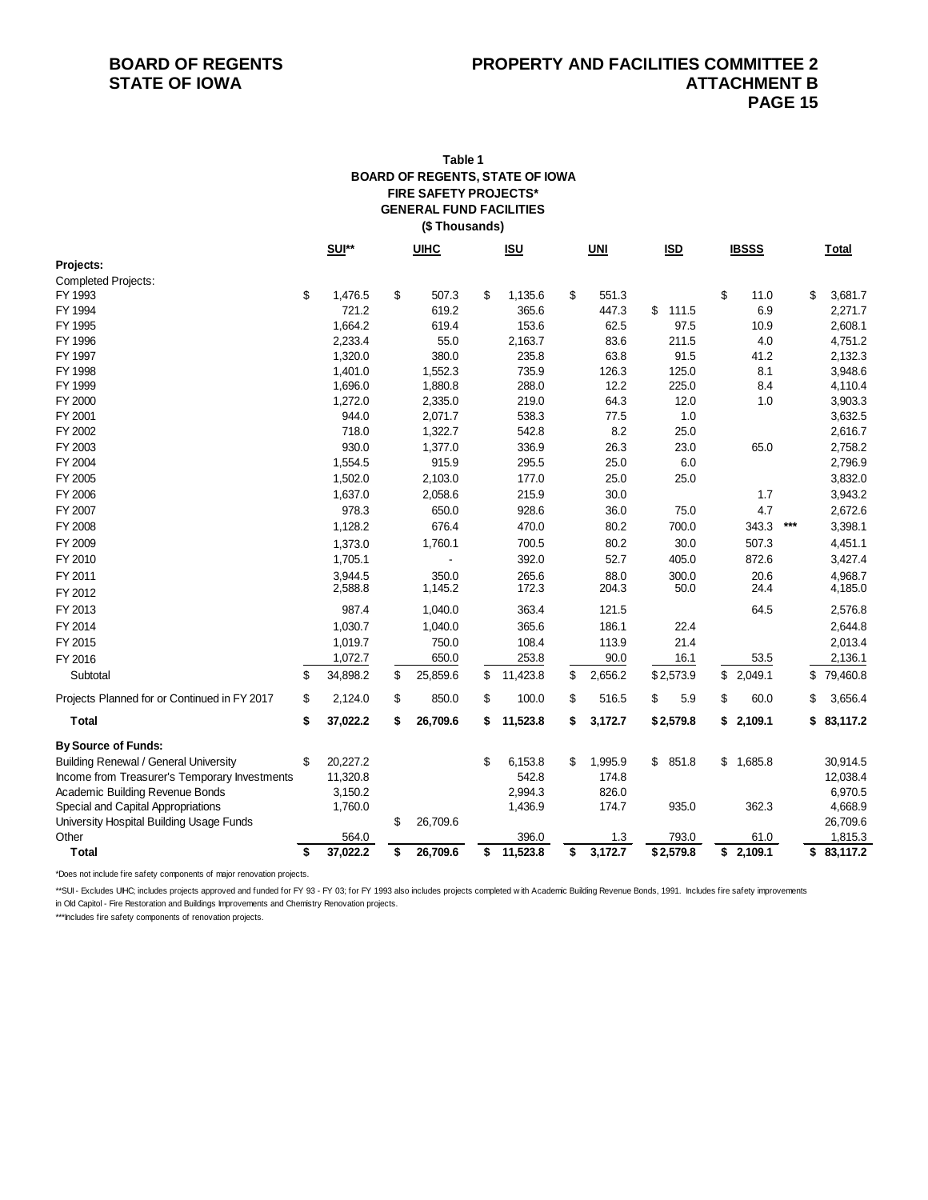**Table 1**
**BOARD OF REGENTS, STATE OF IOWA**
**FIRE SAFETY PROJECTS***
**GENERAL FUND FACILITIES**
**($ Thousands)**

| | SUI** | UIHC | ISU | UNI | ISD | IBSSS | Total |
|---|---|---|---|---|---|---|---|
| **Projects:** | | | | | | | |
| Completed Projects: | | | | | | | |
| FY 1993 | $ 1,476.5 | $ 507.3 | $ 1,135.6 | $ 551.3 | | $ 11.0 | $ 3,681.7 |
| FY 1994 | 721.2 | 619.2 | 365.6 | 447.3 | $ 111.5 | 6.9 | 2,271.7 |
| FY 1995 | 1,664.2 | 619.4 | 153.6 | 62.5 | 97.5 | 10.9 | 2,608.1 |
| FY 1996 | 2,233.4 | 55.0 | 2,163.7 | 83.6 | 211.5 | 4.0 | 4,751.2 |
| FY 1997 | 1,320.0 | 380.0 | 235.8 | 63.8 | 91.5 | 41.2 | 2,132.3 |
| FY 1998 | 1,401.0 | 1,552.3 | 735.9 | 126.3 | 125.0 | 8.1 | 3,948.6 |
| FY 1999 | 1,696.0 | 1,880.8 | 288.0 | 12.2 | 225.0 | 8.4 | 4,110.4 |
| FY 2000 | 1,272.0 | 2,335.0 | 219.0 | 64.3 | 12.0 | 1.0 | 3,903.3 |
| FY 2001 | 944.0 | 2,071.7 | 538.3 | 77.5 | 1.0 | | 3,632.5 |
| FY 2002 | 718.0 | 1,322.7 | 542.8 | 8.2 | 25.0 | | 2,616.7 |
| FY 2003 | 930.0 | 1,377.0 | 336.9 | 26.3 | 23.0 | 65.0 | 2,758.2 |
| FY 2004 | 1,554.5 | 915.9 | 295.5 | 25.0 | 6.0 | | 2,796.9 |
| FY 2005 | 1,502.0 | 2,103.0 | 177.0 | 25.0 | 25.0 | | 3,832.0 |
| FY 2006 | 1,637.0 | 2,058.6 | 215.9 | 30.0 | | 1.7 | 3,943.2 |
| FY 2007 | 978.3 | 650.0 | 928.6 | 36.0 | 75.0 | 4.7 | 2,672.6 |
| FY 2008 | 1,128.2 | 676.4 | 470.0 | 80.2 | 700.0 | 343.3 *** | 3,398.1 |
| FY 2009 | 1,373.0 | 1,760.1 | 700.5 | 80.2 | 30.0 | 507.3 | 4,451.1 |
| FY 2010 | 1,705.1 | - | 392.0 | 52.7 | 405.0 | 872.6 | 3,427.4 |
| FY 2011 | 3,944.5 | 350.0 | 265.6 | 88.0 | 300.0 | 20.6 | 4,968.7 |
| FY 2012 | 2,588.8 | 1,145.2 | 172.3 | 204.3 | 50.0 | 24.4 | 4,185.0 |
| FY 2013 | 987.4 | 1,040.0 | 363.4 | 121.5 | | 64.5 | 2,576.8 |
| FY 2014 | 1,030.7 | 1,040.0 | 365.6 | 186.1 | 22.4 | | 2,644.8 |
| FY 2015 | 1,019.7 | 750.0 | 108.4 | 113.9 | 21.4 | | 2,013.4 |
| FY 2016 | 1,072.7 | 650.0 | 253.8 | 90.0 | 16.1 | 53.5 | 2,136.1 |
| Subtotal | $ 34,898.2 | $ 25,859.6 | $ 11,423.8 | $ 2,656.2 | $ 2,573.9 | $ 2,049.1 | $ 79,460.8 |
| Projects Planned for or Continued in FY 2017 | $ 2,124.0 | $ 850.0 | $ 100.0 | $ 516.5 | $ 5.9 | $ 60.0 | $ 3,656.4 |
| **Total** | **$ 37,022.2** | **$ 26,709.6** | **$ 11,523.8** | **$ 3,172.7** | **$ 2,579.8** | **$ 2,109.1** | **$ 83,117.2** |
| **By Source of Funds:** | | | | | | | |
| Building Renewal / General University | $ 20,227.2 | | $ 6,153.8 | $ 1,995.9 | $ 851.8 | $ 1,685.8 | 30,914.5 |
| Income from Treasurer's Temporary Investments | 11,320.8 | | 542.8 | 174.8 | | | 12,038.4 |
| Academic Building Revenue Bonds | 3,150.2 | | 2,994.3 | 826.0 | | | 6,970.5 |
| Special and Capital Appropriations | 1,760.0 | | 1,436.9 | 174.7 | 935.0 | 362.3 | 4,668.9 |
| University Hospital Building Usage Funds | | $ 26,709.6 | | | | | 26,709.6 |
| Other | 564.0 | | 396.0 | 1.3 | 793.0 | 61.0 | 1,815.3 |
| **Total** | **$ 37,022.2** | **$ 26,709.6** | **$ 11,523.8** | **$ 3,172.7** | **$ 2,579.8** | **$ 2,109.1** | **$ 83,117.2** |

*Does not include fire safety components of major renovation projects.

**SUI - Excludes UIHC; includes projects approved and funded for FY 93 - FY 03; for FY 1993 also includes projects completed with Academic Building Revenue Bonds, 1991. Includes fire safety improvements in Old Capitol - Fire Restoration and Buildings Improvements and Chemistry Renovation projects.

***Includes fire safety components of renovation projects.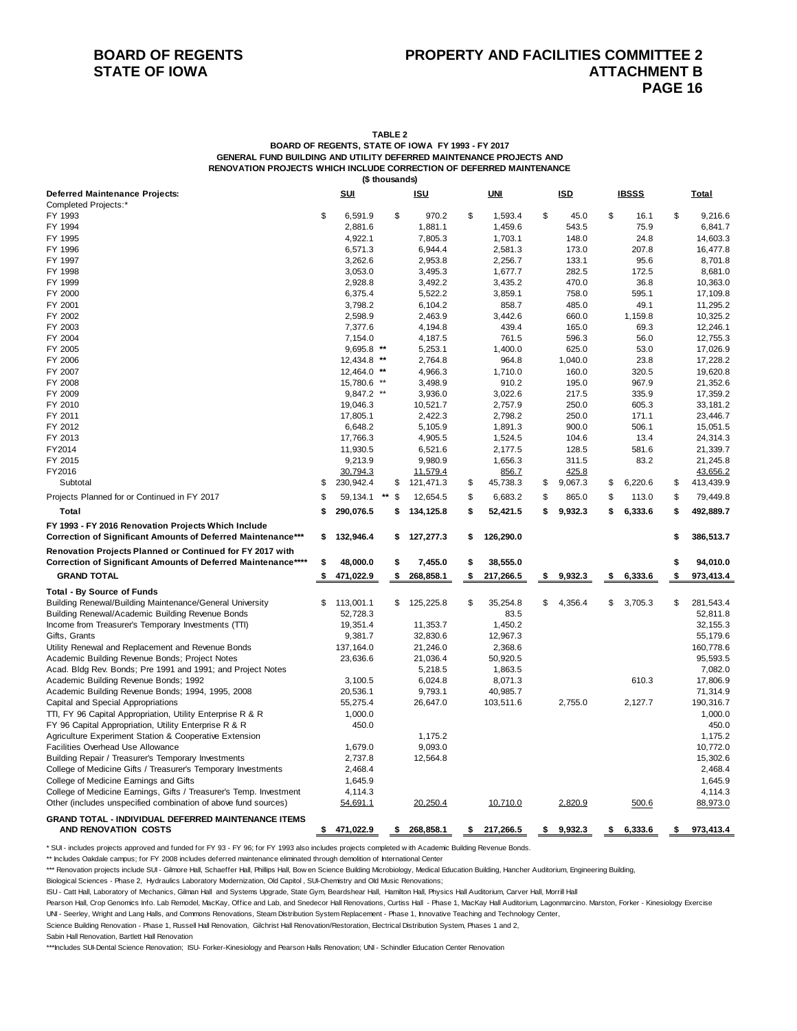**BOARD OF REGENTS**
**STATE OF IOWA**

**PROPERTY AND FACILITIES COMMITTEE 2**
**ATTACHMENT B**

**TABLE 2**
**BOARD OF REGENTS, STATE OF IOWA FY 1993 - FY 2017**
**GENERAL FUND BUILDING AND UTILITY DEFERRED MAINTENANCE PROJECTS AND**
**RENOVATION PROJECTS WHICH INCLUDE CORRECTION OF DEFERRED MAINTENANCE**
**($ thousands)**

| Deferred Maintenance Projects: | SUI | ISU | UNI | ISD | IBSSS | Total |
|---|---|---|---|---|---|---|
| Completed Projects:* | | | | | | |
| FY 1993 | $ 6,591.9 | $ 970.2 | $ 1,593.4 | $ 45.0 | $ 16.1 | $ 9,216.6 |
| FY 1994 | 2,881.6 | 1,881.1 | 1,459.6 | 543.5 | 75.9 | 6,841.7 |
| FY 1995 | 4,922.1 | 7,805.3 | 1,703.1 | 148.0 | 24.8 | 14,603.3 |
| FY 1996 | 6,571.3 | 6,944.4 | 2,581.3 | 173.0 | 207.8 | 16,477.8 |
| FY 1997 | 3,262.6 | 2,953.8 | 2,256.7 | 133.1 | 95.6 | 8,701.8 |
| FY 1998 | 3,053.0 | 3,495.3 | 1,677.7 | 282.5 | 172.5 | 8,681.0 |
| FY 1999 | 2,928.8 | 3,492.2 | 3,435.2 | 470.0 | 36.8 | 10,363.0 |
| FY 2000 | 6,375.4 | 5,522.2 | 3,859.1 | 758.0 | 595.1 | 17,109.8 |
| FY 2001 | 3,798.2 | 6,104.2 | 858.7 | 485.0 | 49.1 | 11,295.2 |
| FY 2002 | 2,598.9 | 2,463.9 | 3,442.6 | 660.0 | 1,159.8 | 10,325.2 |
| FY 2003 | 7,377.6 | 4,194.8 | 439.4 | 165.0 | 69.3 | 12,246.1 |
| FY 2004 | 7,154.0 | 4,187.5 | 761.5 | 596.3 | 56.0 | 12,755.3 |
| FY 2005 | 9,695.8 ** | 5,253.1 | 1,400.0 | 625.0 | 53.0 | 17,026.9 |
| FY 2006 | 12,434.8 ** | 2,764.8 | 964.8 | 1,040.0 | 23.8 | 17,228.2 |
| FY 2007 | 12,464.0 ** | 4,966.3 | 1,710.0 | 160.0 | 320.5 | 19,620.8 |
| FY 2008 | 15,780.6 ** | 3,498.9 | 910.2 | 195.0 | 967.9 | 21,352.6 |
| FY 2009 | 9,847.2 ** | 3,936.0 | 3,022.6 | 217.5 | 335.9 | 17,359.2 |
| FY 2010 | 19,046.3 | 10,521.7 | 2,757.9 | 250.0 | 605.3 | 33,181.2 |
| FY 2011 | 17,805.1 | 2,422.3 | 2,798.2 | 250.0 | 171.1 | 23,446.7 |
| FY 2012 | 6,648.2 | 5,105.9 | 1,891.3 | 900.0 | 506.1 | 15,051.5 |
| FY 2013 | 17,766.3 | 4,905.5 | 1,524.5 | 104.6 | 13.4 | 24,314.3 |
| FY2014 | 11,930.5 | 6,521.6 | 2,177.5 | 128.5 | 581.6 | 21,339.7 |
| FY 2015 | 9,213.9 | 9,980.9 | 1,656.3 | 311.5 | 83.2 | 21,245.8 |
| FY2016 | 30,794.3 | 11,579.4 | 856.7 | 425.8 | | 43,656.2 |
| Subtotal | $ 230,942.4 | $ 121,471.3 | $ 45,738.3 | $ 9,067.3 | $ 6,220.6 | $ 413,439.9 |
| Projects Planned for or Continued in FY 2017 | $ 59,134.1 ** | $ 12,654.5 | $ 6,683.2 | $ 865.0 | $ 113.0 | $ 79,449.8 |
| **Total** | **$ 290,076.5** | **$ 134,125.8** | **$ 52,421.5** | **$ 9,932.3** | **$ 6,333.6** | **$ 492,889.7** |
| **FY 1993 - FY 2016 Renovation Projects Which Include Correction of Significant Amounts of Deferred Maintenance*** ** | **$ 132,946.4** | **$ 127,277.3** | **$ 126,290.0** | | | **$ 386,513.7** |
| **Renovation Projects Planned or Continued for FY 2017 with Correction of Significant Amounts of Deferred Maintenance******** | **$ 48,000.0** | **$ 7,455.0** | **$ 38,555.0** | | | **$ 94,010.0** |
| **GRAND TOTAL** | **$ 471,022.9** | **$ 268,858.1** | **$ 217,266.5** | **$ 9,932.3** | **$ 6,333.6** | **$ 973,413.4** |
| **Total - By Source of Funds** | | | | | | |
| Building Renewal/Building Maintenance/General University | $ 113,001.1 | $ 125,225.8 | $ 35,254.8 | $ 4,356.4 | $ 3,705.3 | $ 281,543.4 |
| Building Renewal/Academic Building Revenue Bonds | 52,728.3 | | 83.5 | | | 52,811.8 |
| Income from Treasurer's Temporary Investments (TTI) | 19,351.4 | 11,353.7 | 1,450.2 | | | 32,155.3 |
| Gifts, Grants | 9,381.7 | 32,830.6 | 12,967.3 | | | 55,179.6 |
| Utility Renewal and Replacement and Revenue Bonds | 137,164.0 | 21,246.0 | 2,368.6 | | | 160,778.6 |
| Academic Building Revenue Bonds; Project Notes | 23,636.6 | 21,036.4 | 50,920.5 | | | 95,593.5 |
| Acad. Bldg Rev. Bonds; Pre 1991 and 1991; and Project Notes | | 5,218.5 | 1,863.5 | | | 7,082.0 |
| Academic Building Revenue Bonds; 1992 | 3,100.5 | 6,024.8 | 8,071.3 | | 610.3 | 17,806.9 |
| Academic Building Revenue Bonds; 1994, 1995, 2008 | 20,536.1 | 9,793.1 | 40,985.7 | | | 71,314.9 |
| Capital and Special Appropriations | 55,275.4 | 26,647.0 | 103,511.6 | 2,755.0 | 2,127.7 | 190,316.7 |
| TTI, FY 96 Capital Appropriation, Utility Enterprise R & R | 1,000.0 | | | | | 1,000.0 |
| FY 96 Capital Appropriation, Utility Enterprise R & R | 450.0 | | | | | 450.0 |
| Agriculture Experiment Station & Cooperative Extension | | 1,175.2 | | | | 1,175.2 |
| Facilities Overhead Use Allowance | 1,679.0 | 9,093.0 | | | | 10,772.0 |
| Building Repair / Treasurer's Temporary Investments | 2,737.8 | 12,564.8 | | | | 15,302.6 |
| College of Medicine Gifts / Treasurer's Temporary Investments | 2,468.4 | | | | | 2,468.4 |
| College of Medicine Earnings and Gifts | 1,645.9 | | | | | 1,645.9 |
| College of Medicine Earnings, Gifts / Treasurer's Temp. Investment | 4,114.3 | | | | | 4,114.3 |
| Other (includes unspecified combination of above fund sources) | 54,691.1 | 20,250.4 | 10,710.0 | 2,820.9 | 500.6 | 88,973.0 |
| **GRAND TOTAL - INDIVIDUAL DEFERRED MAINTENANCE ITEMS AND RENOVATION COSTS** | **$ 471,022.9** | **$ 268,858.1** | **$ 217,266.5** | **$ 9,932.3** | **$ 6,333.6** | **$ 973,413.4** |

* SUI - includes projects approved and funded for FY 93 - FY 96; for FY 1993 also includes projects completed with Academic Building Revenue Bonds.

** Includes Oakdale campus; for FY 2008 includes deferred maintenance eliminated through demolition of International Center

*** Renovation projects include SUI - Gilmore Hall, Schaeffer Hall, Phillips Hall, Bowen Science Building Microbiology, Medical Education Building, Hancher Auditorium, Engineering Building, Biological Sciences - Phase 2, Hydraulics Laboratory Modernization, Old Capitol , SUI-Chemistry and Old Music Renovations;

ISU - Catt Hall, Laboratory of Mechanics, Gilman Hall and Systems Upgrade, State Gym, Beardshear Hall, Hamilton Hall, Physics Hall Auditorium, Carver Hall, Morrill Hall

Pearson Hall, Crop Genomics Info. Lab Remodel, MacKay, Office and Lab, and Snedecor Hall Renovations, Curtiss Hall - Phase 1, MacKay Hall Auditorium, Lagonmarcino. Marston, Forker - Kinesiology Exercise

UNI - Seerley, Wright and Lang Halls, and Commons Renovations, Steam Distribution System Replacement - Phase 1, Innovative Teaching and Technology Center,

Science Building Renovation - Phase 1, Russell Hall Renovation, Gilchrist Hall Renovation/Restoration, Electrical Distribution System, Phases 1 and 2,

Sabin Hall Renovation, Bartlett Hall Renovation

****Includes SUI-Dental Science Renovation; ISU- Forker-Kinesiology and Pearson Halls Renovation; UNI - Schindler Education Center Renovation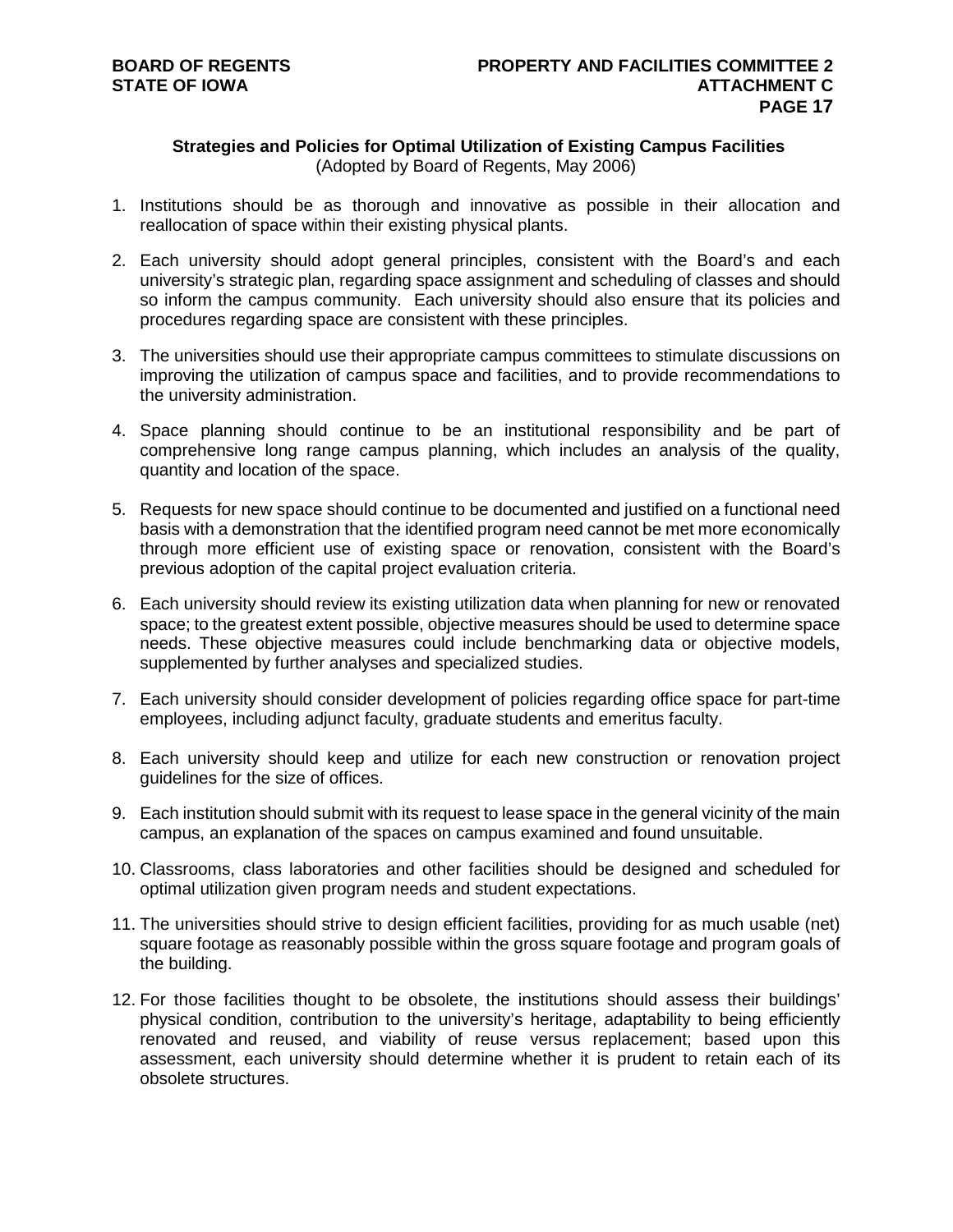**Strategies and Policies for Optimal Utilization of Existing Campus Facilities**
(Adopted by Board of Regents, May 2006)

1. Institutions should be as thorough and innovative as possible in their allocation and reallocation of space within their existing physical plants.

2. Each university should adopt general principles, consistent with the Board's and each university's strategic plan, regarding space assignment and scheduling of classes and should so inform the campus community. Each university should also ensure that its policies and procedures regarding space are consistent with these principles.

3. The universities should use their appropriate campus committees to stimulate discussions on improving the utilization of campus space and facilities, and to provide recommendations to the university administration.

4. Space planning should continue to be an institutional responsibility and be part of comprehensive long range campus planning, which includes an analysis of the quality, quantity and location of the space.

5. Requests for new space should continue to be documented and justified on a functional need basis with a demonstration that the identified program need cannot be met more economically through more efficient use of existing space or renovation, consistent with the Board's previous adoption of the capital project evaluation criteria.

6. Each university should review its existing utilization data when planning for new or renovated space; to the greatest extent possible, objective measures should be used to determine space needs. These objective measures could include benchmarking data or objective models, supplemented by further analyses and specialized studies.

7. Each university should consider development of policies regarding office space for part-time employees, including adjunct faculty, graduate students and emeritus faculty.

8. Each university should keep and utilize for each new construction or renovation project guidelines for the size of offices.

9. Each institution should submit with its request to lease space in the general vicinity of the main campus, an explanation of the spaces on campus examined and found unsuitable.

10. Classrooms, class laboratories and other facilities should be designed and scheduled for optimal utilization given program needs and student expectations.

11. The universities should strive to design efficient facilities, providing for as much usable (net) square footage as reasonably possible within the gross square footage and program goals of the building.

12. For those facilities thought to be obsolete, the institutions should assess their buildings' physical condition, contribution to the university's heritage, adaptability to being efficiently renovated and reused, and viability of reuse versus replacement; based upon this assessment, each university should determine whether it is prudent to retain each of its obsolete structures.